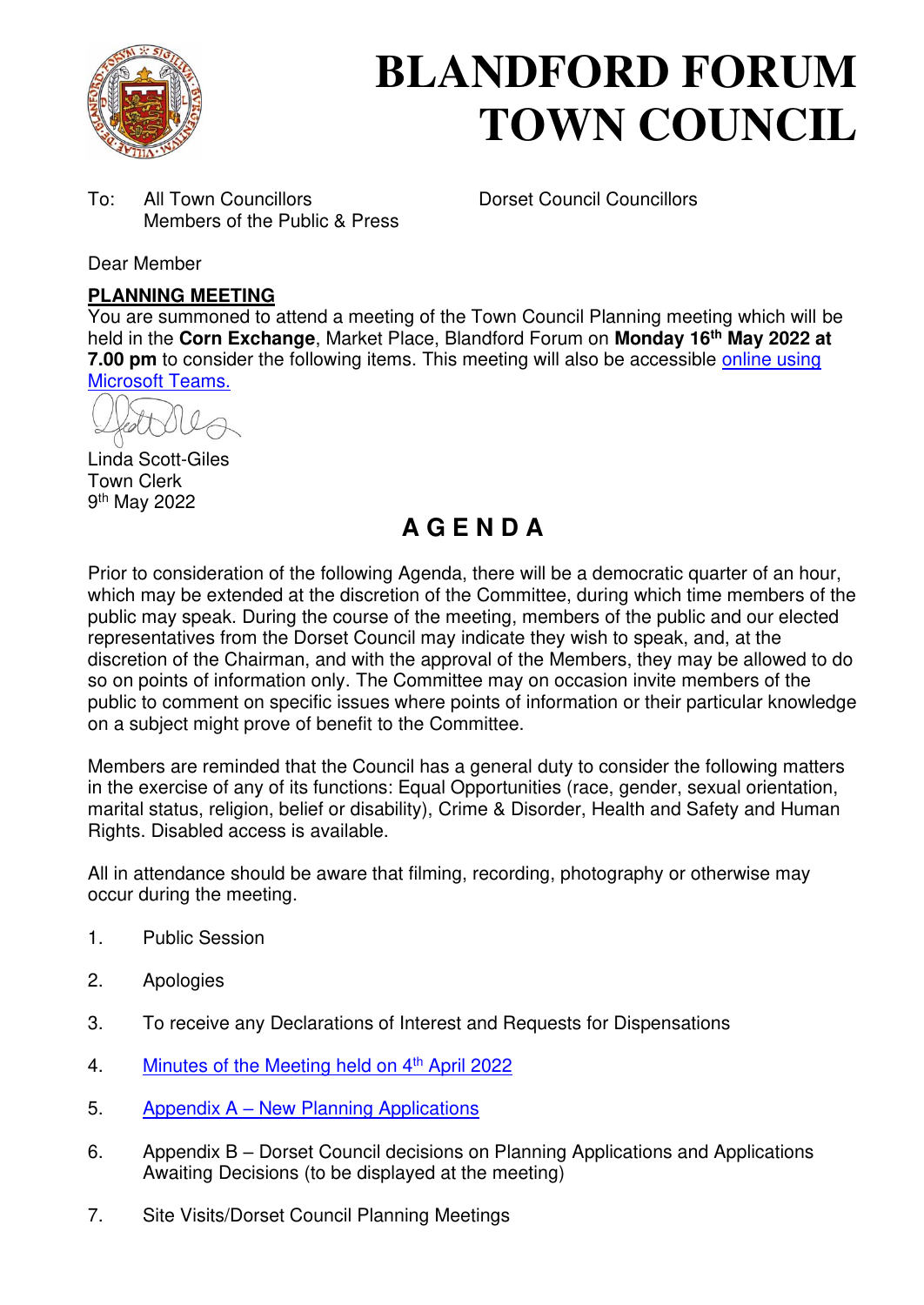# BLANDFORD FORUM TOWN COUNCIL

To: All Town Councillors
Members of the Public & Press

Dorset Council Councillors

Dear Member

**PLANNING MEETING**

You are summoned to attend a meeting of the Town Council Planning meeting which will be held in the **Corn Exchange**, Market Place, Blandford Forum on **Monday 16th May 2022 at 7.00 pm** to consider the following items. This meeting will also be accessible online using Microsoft Teams.

Linda Scott-Giles
Town Clerk
9th May 2022

## A G E N D A

Prior to consideration of the following Agenda, there will be a democratic quarter of an hour, which may be extended at the discretion of the Committee, during which time members of the public may speak. During the course of the meeting, members of the public and our elected representatives from the Dorset Council may indicate they wish to speak, and, at the discretion of the Chairman, and with the approval of the Members, they may be allowed to do so on points of information only. The Committee may on occasion invite members of the public to comment on specific issues where points of information or their particular knowledge on a subject might prove of benefit to the Committee.

Members are reminded that the Council has a general duty to consider the following matters in the exercise of any of its functions: Equal Opportunities (race, gender, sexual orientation, marital status, religion, belief or disability), Crime & Disorder, Health and Safety and Human Rights. Disabled access is available.

All in attendance should be aware that filming, recording, photography or otherwise may occur during the meeting.

1. Public Session
2. Apologies
3. To receive any Declarations of Interest and Requests for Dispensations
4. Minutes of the Meeting held on 4th April 2022
5. Appendix A – New Planning Applications
6. Appendix B – Dorset Council decisions on Planning Applications and Applications Awaiting Decisions (to be displayed at the meeting)
7. Site Visits/Dorset Council Planning Meetings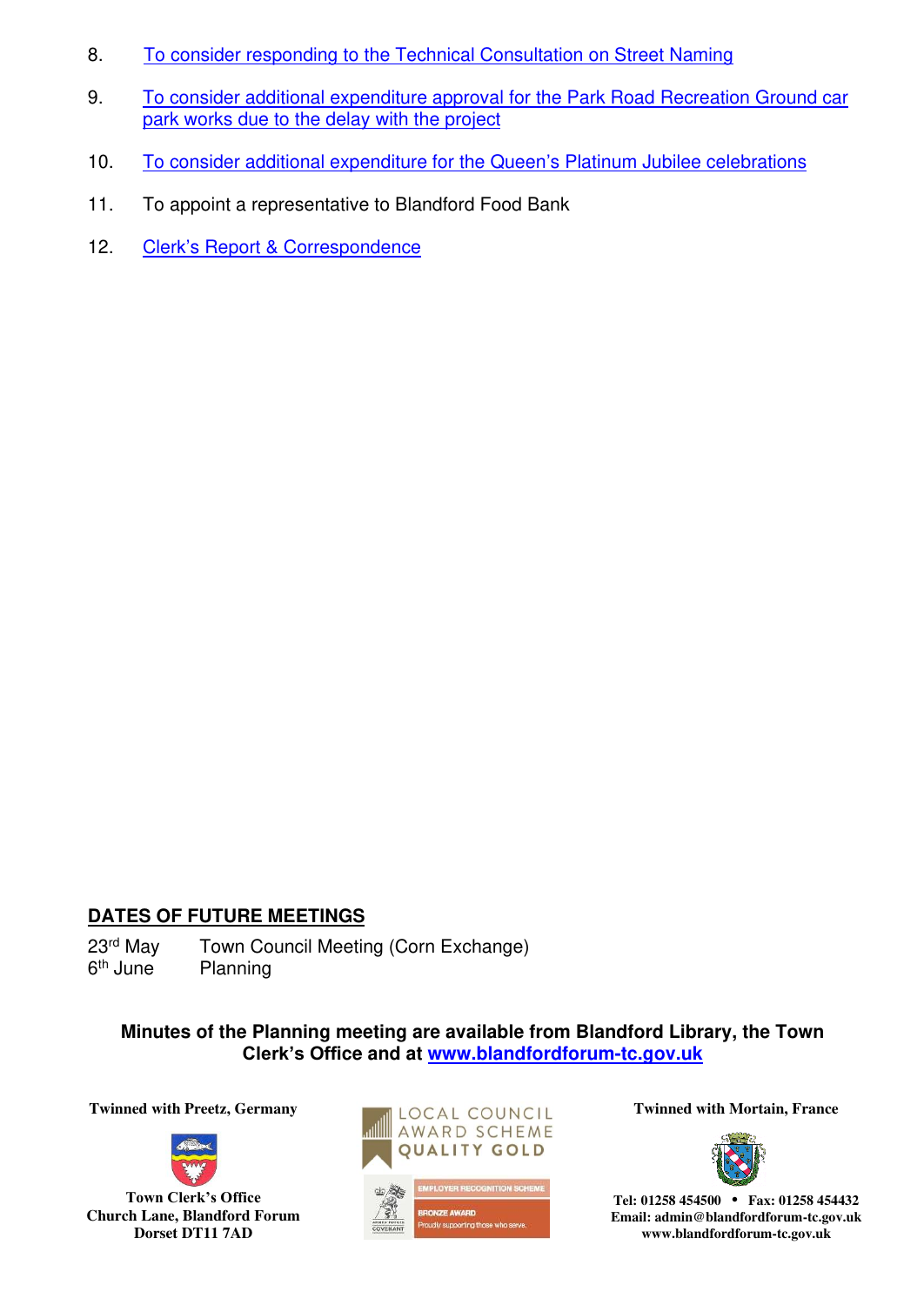8. To consider responding to the Technical Consultation on Street Naming

9. To consider additional expenditure approval for the Park Road Recreation Ground car park works due to the delay with the project

10. To consider additional expenditure for the Queen's Platinum Jubilee celebrations

11. To appoint a representative to Blandford Food Bank

12. Clerk's Report & Correspondence

## DATES OF FUTURE MEETINGS

| | |
|---|---|
| 23rd May | Town Council Meeting (Corn Exchange) |
| 6th June | Planning |

**Minutes of the Planning meeting are available from Blandford Library, the Town Clerk's Office and at www.blandfordforum-tc.gov.uk**

**Twinned with Preetz, Germany**

**Town Clerk's Office**
**Church Lane, Blandford Forum**
**Dorset DT11 7AD**

LOCAL COUNCIL AWARD SCHEME QUALITY GOLD

EMPLOYER RECOGNITION SCHEME BRONZE AWARD Proudly supporting those who serve.

**Twinned with Mortain, France**

**Tel: 01258 454500 • Fax: 01258 454432**
**Email: admin@blandfordforum-tc.gov.uk**
**www.blandfordforum-tc.gov.uk**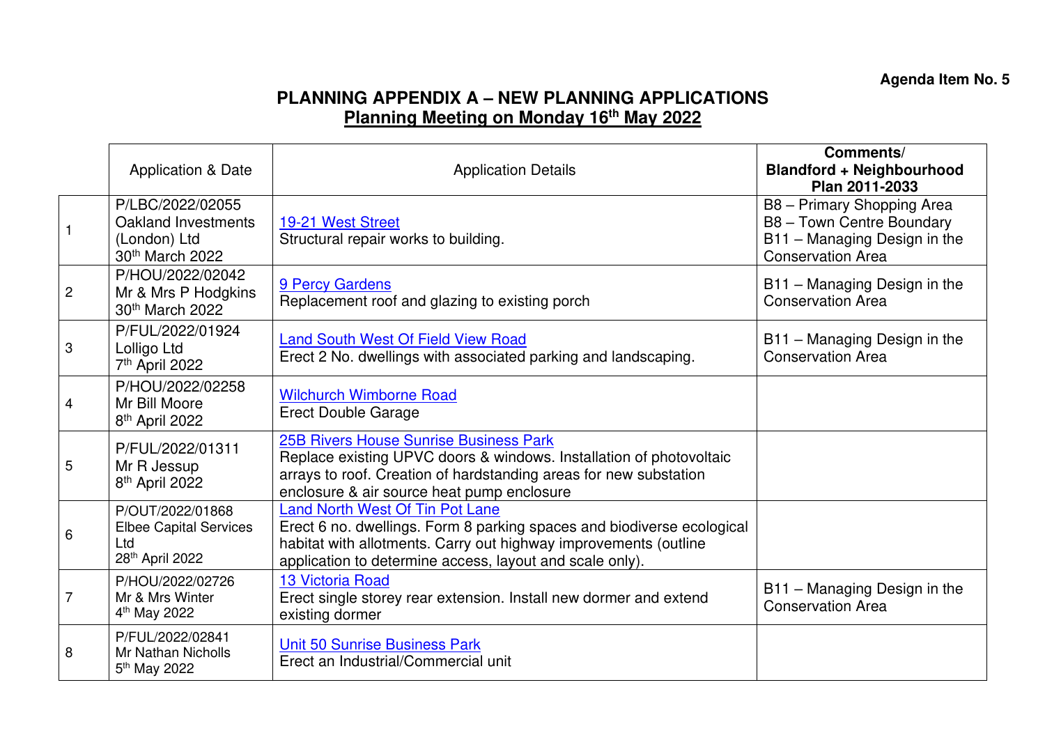**Agenda Item No. 5**

# PLANNING APPENDIX A – NEW PLANNING APPLICATIONS

## Planning Meeting on Monday 16th May 2022

| | Application & Date | Application Details | Comments/ Blandford + Neighbourhood Plan 2011-2033 |
|---|---|---|---|
| 1 | P/LBC/2022/02055 Oakland Investments (London) Ltd 30th March 2022 | 19-21 West Street<br>Structural repair works to building. | B8 – Primary Shopping Area<br>B8 – Town Centre Boundary<br>B11 – Managing Design in the Conservation Area |
| 2 | P/HOU/2022/02042 Mr & Mrs P Hodgkins 30th March 2022 | 9 Percy Gardens<br>Replacement roof and glazing to existing porch | B11 – Managing Design in the Conservation Area |
| 3 | P/FUL/2022/01924 Lolligo Ltd 7th April 2022 | Land South West Of Field View Road<br>Erect 2 No. dwellings with associated parking and landscaping. | B11 – Managing Design in the Conservation Area |
| 4 | P/HOU/2022/02258 Mr Bill Moore 8th April 2022 | Wilchurch Wimborne Road<br>Erect Double Garage | |
| 5 | P/FUL/2022/01311 Mr R Jessup 8th April 2022 | 25B Rivers House Sunrise Business Park<br>Replace existing UPVC doors & windows. Installation of photovoltaic arrays to roof. Creation of hardstanding areas for new substation enclosure & air source heat pump enclosure | |
| 6 | P/OUT/2022/01868 Elbee Capital Services Ltd 28th April 2022 | Land North West Of Tin Pot Lane<br>Erect 6 no. dwellings. Form 8 parking spaces and biodiverse ecological habitat with allotments. Carry out highway improvements (outline application to determine access, layout and scale only). | |
| 7 | P/HOU/2022/02726 Mr & Mrs Winter 4th May 2022 | 13 Victoria Road<br>Erect single storey rear extension. Install new dormer and extend existing dormer | B11 – Managing Design in the Conservation Area |
| 8 | P/FUL/2022/02841 Mr Nathan Nicholls 5th May 2022 | Unit 50 Sunrise Business Park<br>Erect an Industrial/Commercial unit | |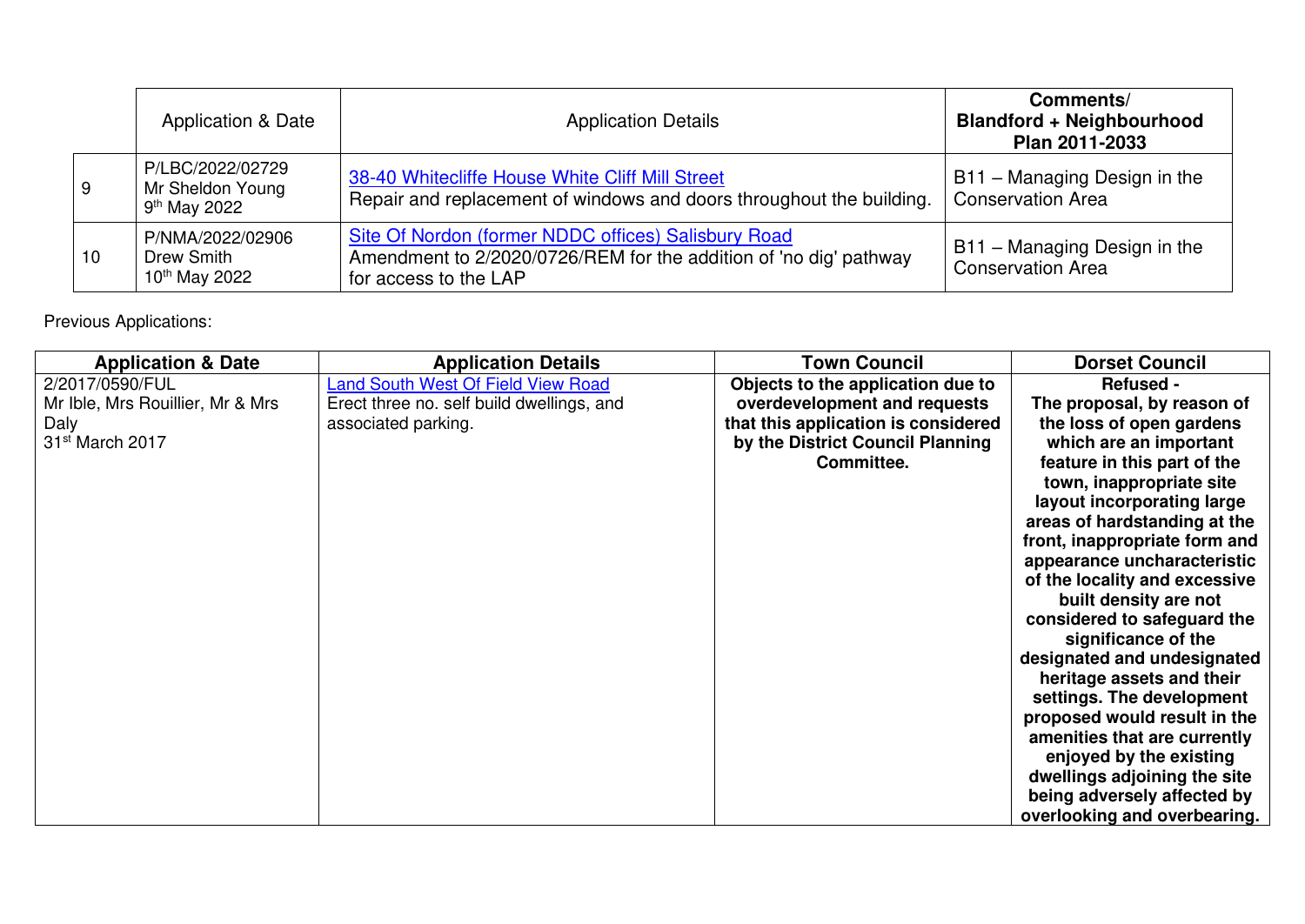| | Application & Date | Application Details | Comments/ **Blandford + Neighbourhood Plan 2011-2033** |
|---|---|---|---|
| 9 | P/LBC/2022/02729<br>Mr Sheldon Young<br>9th May 2022 | [38-40 Whitecliffe House White Cliff Mill Street]<br>Repair and replacement of windows and doors throughout the building. | B11 – Managing Design in the Conservation Area |
| 10 | P/NMA/2022/02906<br>Drew Smith<br>10th May 2022 | [Site Of Nordon (former NDDC offices) Salisbury Road]<br>Amendment to 2/2020/0726/REM for the addition of 'no dig' pathway for access to the LAP | B11 – Managing Design in the Conservation Area |

Previous Applications:

| Application & Date | Application Details | Town Council | Dorset Council |
|---|---|---|---|
| 2/2017/0590/FUL<br>Mr Ible, Mrs Rouillier, Mr & Mrs Daly<br>31st March 2017 | [Land South West Of Field View Road]<br>Erect three no. self build dwellings, and associated parking. | **Objects to the application due to overdevelopment and requests that this application is considered by the District Council Planning Committee.** | **Refused - The proposal, by reason of the loss of open gardens which are an important feature in this part of the town, inappropriate site layout incorporating large areas of hardstanding at the front, inappropriate form and appearance uncharacteristic of the locality and excessive built density are not considered to safeguard the significance of the designated and undesignated heritage assets and their settings. The development proposed would result in the amenities that are currently enjoyed by the existing dwellings adjoining the site being adversely affected by overlooking and overbearing.** |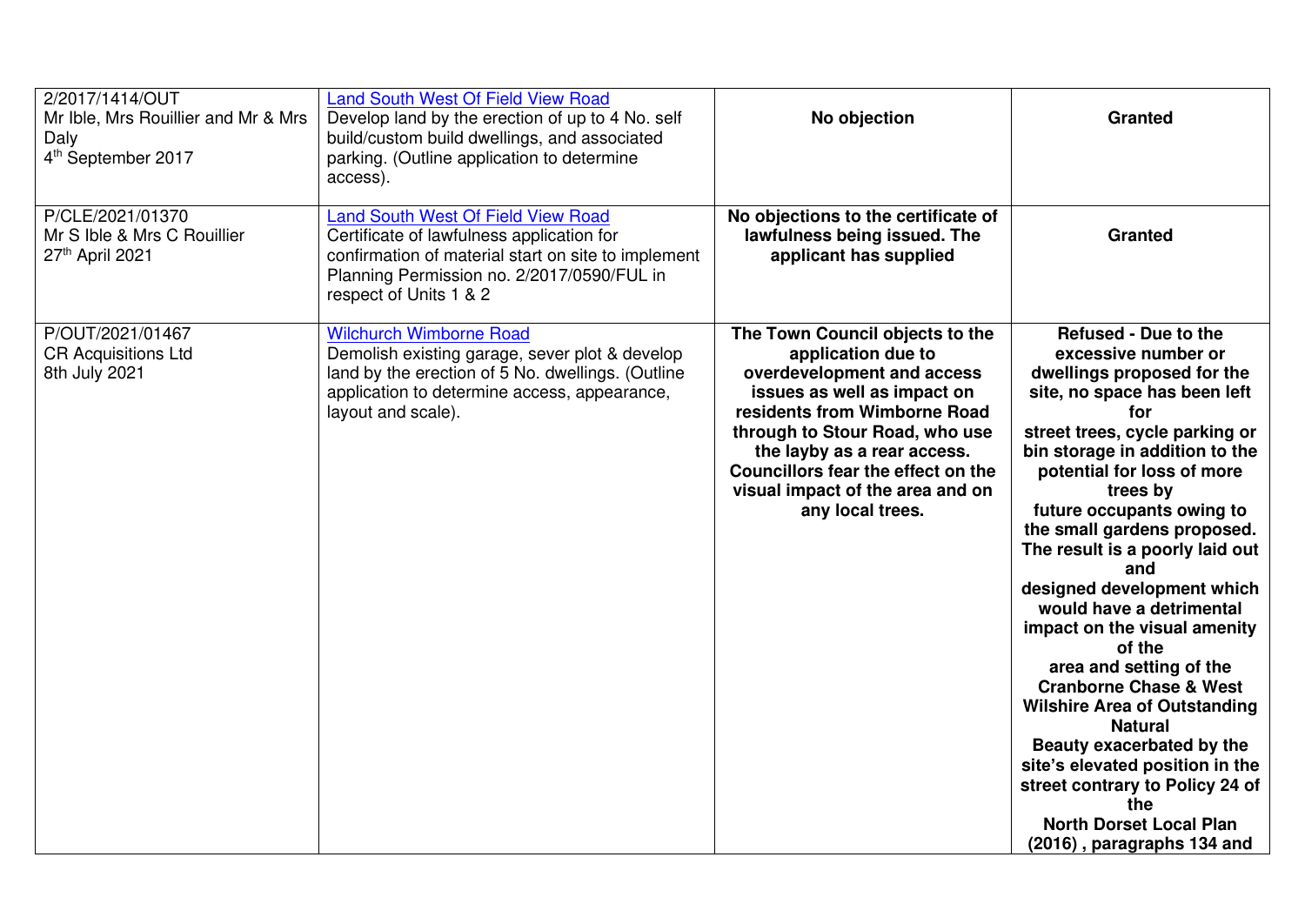| | | | |
|---|---|---|---|
| 2/2017/1414/OUT<br>Mr Ible, Mrs Rouillier and Mr & Mrs Daly<br>4th September 2017 | Land South West Of Field View Road<br>Develop land by the erection of up to 4 No. self build/custom build dwellings, and associated parking. (Outline application to determine access). | **No objection** | **Granted** |
| P/CLE/2021/01370<br>Mr S Ible & Mrs C Rouillier<br>27th April 2021 | Land South West Of Field View Road<br>Certificate of lawfulness application for confirmation of material start on site to implement Planning Permission no. 2/2017/0590/FUL in respect of Units 1 & 2 | **No objections to the certificate of lawfulness being issued. The applicant has supplied** | **Granted** |
| P/OUT/2021/01467<br>CR Acquisitions Ltd<br>8th July 2021 | Wilchurch Wimborne Road<br>Demolish existing garage, sever plot & develop land by the erection of 5 No. dwellings. (Outline application to determine access, appearance, layout and scale). | **The Town Council objects to the application due to overdevelopment and access issues as well as impact on residents from Wimborne Road through to Stour Road, who use the layby as a rear access. Councillors fear the effect on the visual impact of the area and on any local trees.** | **Refused - Due to the excessive number or dwellings proposed for the site, no space has been left for street trees, cycle parking or bin storage in addition to the potential for loss of more trees by future occupants owing to the small gardens proposed. The result is a poorly laid out and designed development which would have a detrimental impact on the visual amenity of the area and setting of the Cranborne Chase & West Wilshire Area of Outstanding Natural Beauty exacerbated by the site's elevated position in the street contrary to Policy 24 of the North Dorset Local Plan (2016) , paragraphs 134 and** |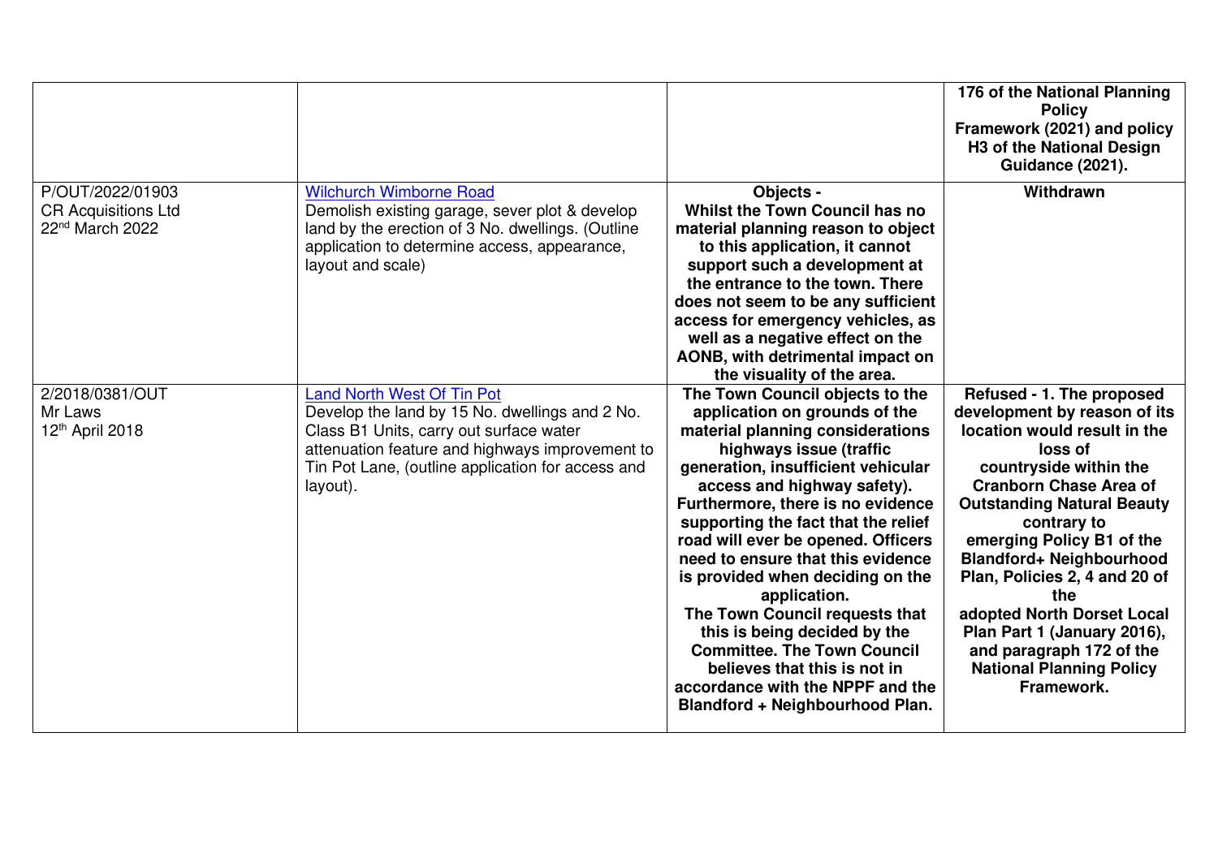| | | | **176 of the National Planning Policy Framework (2021) and policy H3 of the National Design Guidance (2021).** |
|---|---|---|---|
| P/OUT/2022/01903<br>CR Acquisitions Ltd<br>22nd March 2022 | Wilchurch Wimborne Road<br>Demolish existing garage, sever plot & develop land by the erection of 3 No. dwellings. (Outline application to determine access, appearance, layout and scale) | **Objects -<br>Whilst the Town Council has no material planning reason to object to this application, it cannot support such a development at the entrance to the town. There does not seem to be any sufficient access for emergency vehicles, as well as a negative effect on the AONB, with detrimental impact on the visuality of the area.** | **Withdrawn** |
| 2/2018/0381/OUT<br>Mr Laws<br>12th April 2018 | Land North West Of Tin Pot<br>Develop the land by 15 No. dwellings and 2 No. Class B1 Units, carry out surface water attenuation feature and highways improvement to Tin Pot Lane, (outline application for access and layout). | **The Town Council objects to the application on grounds of the material planning considerations highways issue (traffic generation, insufficient vehicular access and highway safety). Furthermore, there is no evidence supporting the fact that the relief road will ever be opened. Officers need to ensure that this evidence is provided when deciding on the application.<br>The Town Council requests that this is being decided by the Committee. The Town Council believes that this is not in accordance with the NPPF and the Blandford + Neighbourhood Plan.** | **Refused - 1. The proposed development by reason of its location would result in the loss of countryside within the Cranborn Chase Area of Outstanding Natural Beauty contrary to emerging Policy B1 of the Blandford+ Neighbourhood Plan, Policies 2, 4 and 20 of the adopted North Dorset Local Plan Part 1 (January 2016), and paragraph 172 of the National Planning Policy Framework.** |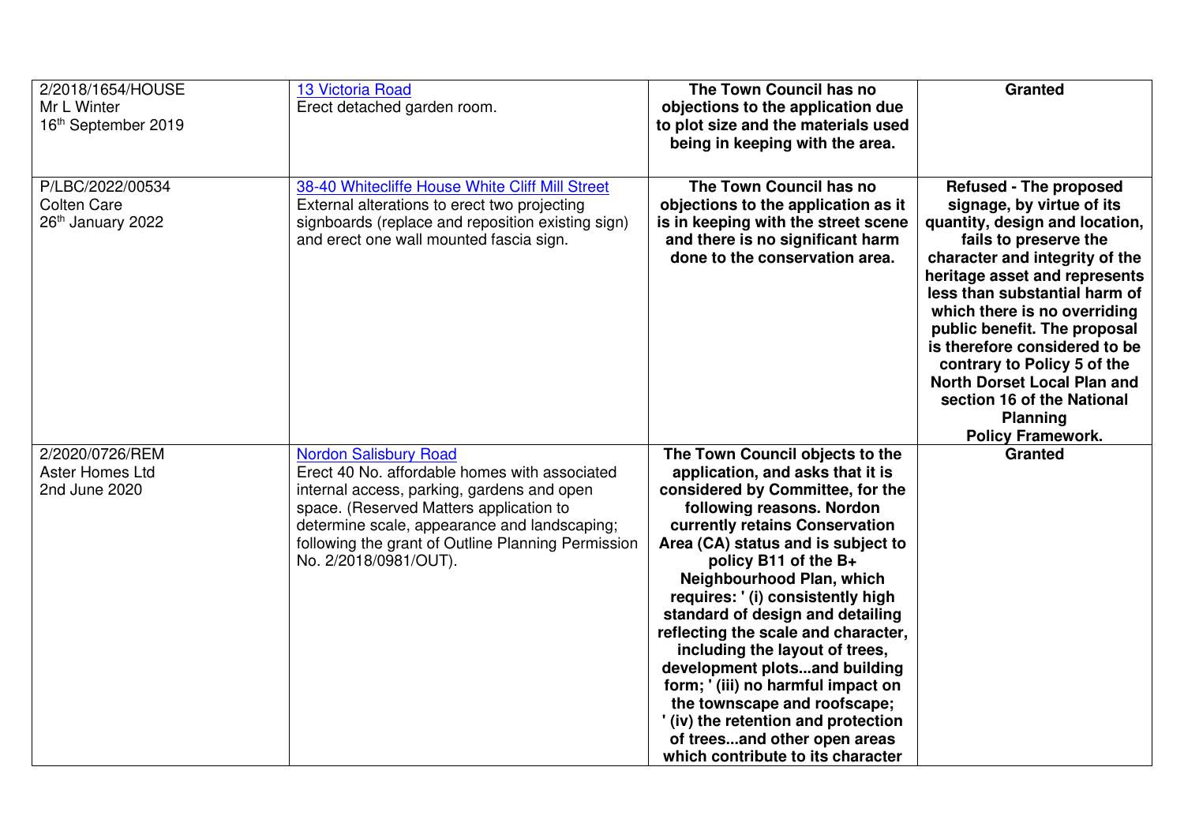| | | | |
|---|---|---|---|
| 2/2018/1654/HOUSE<br>Mr L Winter<br>16th September 2019 | 13 Victoria Road<br>Erect detached garden room. | **The Town Council has no objections to the application due to plot size and the materials used being in keeping with the area.** | **Granted** |
| P/LBC/2022/00534<br>Colten Care<br>26th January 2022 | 38-40 Whitecliffe House White Cliff Mill Street<br>External alterations to erect two projecting signboards (replace and reposition existing sign) and erect one wall mounted fascia sign. | **The Town Council has no objections to the application as it is in keeping with the street scene and there is no significant harm done to the conservation area.** | **Refused - The proposed signage, by virtue of its quantity, design and location, fails to preserve the character and integrity of the heritage asset and represents less than substantial harm of which there is no overriding public benefit. The proposal is therefore considered to be contrary to Policy 5 of the North Dorset Local Plan and section 16 of the National Planning Policy Framework.** |
| 2/2020/0726/REM<br>Aster Homes Ltd<br>2nd June 2020 | Nordon Salisbury Road<br>Erect 40 No. affordable homes with associated internal access, parking, gardens and open space. (Reserved Matters application to determine scale, appearance and landscaping; following the grant of Outline Planning Permission No. 2/2018/0981/OUT). | **The Town Council objects to the application, and asks that it is considered by Committee, for the following reasons. Nordon currently retains Conservation Area (CA) status and is subject to policy B11 of the B+ Neighbourhood Plan, which requires: ' (i) consistently high standard of design and detailing reflecting the scale and character, including the layout of trees, development plots...and building form; ' (iii) no harmful impact on the townscape and roofscape; ' (iv) the retention and protection of trees...and other open areas which contribute to its character** | **Granted** |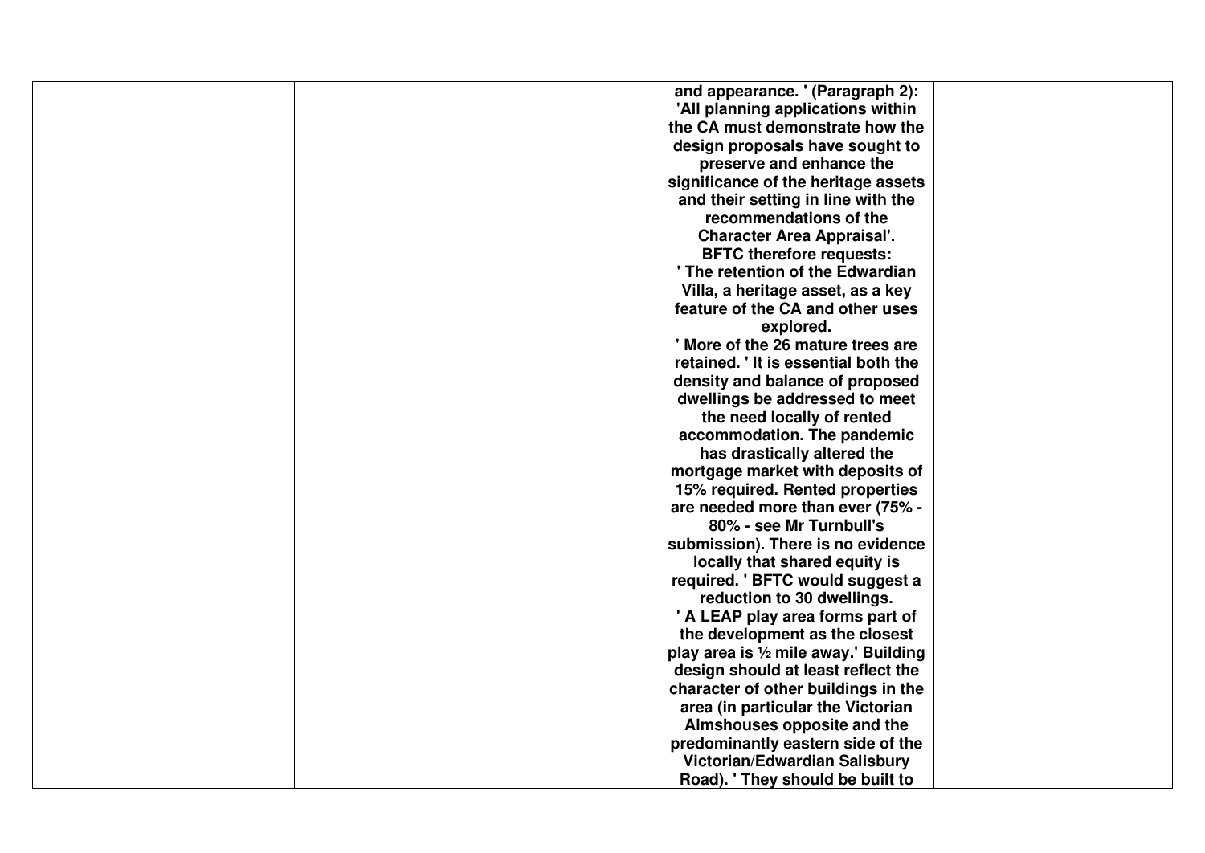|  |  |  |  |
|---|---|---|---|
|  |  | **and appearance. ' (Paragraph 2): 'All planning applications within the CA must demonstrate how the design proposals have sought to preserve and enhance the significance of the heritage assets and their setting in line with the recommendations of the Character Area Appraisal'. BFTC therefore requests: ' The retention of the Edwardian Villa, a heritage asset, as a key feature of the CA and other uses explored. ' More of the 26 mature trees are retained. ' It is essential both the density and balance of proposed dwellings be addressed to meet the need locally of rented accommodation. The pandemic has drastically altered the mortgage market with deposits of 15% required. Rented properties are needed more than ever (75% - 80% - see Mr Turnbull's submission). There is no evidence locally that shared equity is required. ' BFTC would suggest a reduction to 30 dwellings. ' A LEAP play area forms part of the development as the closest play area is ½ mile away.' Building design should at least reflect the character of other buildings in the area (in particular the Victorian Almshouses opposite and the predominantly eastern side of the Victorian/Edwardian Salisbury Road). ' They should be built to** |  |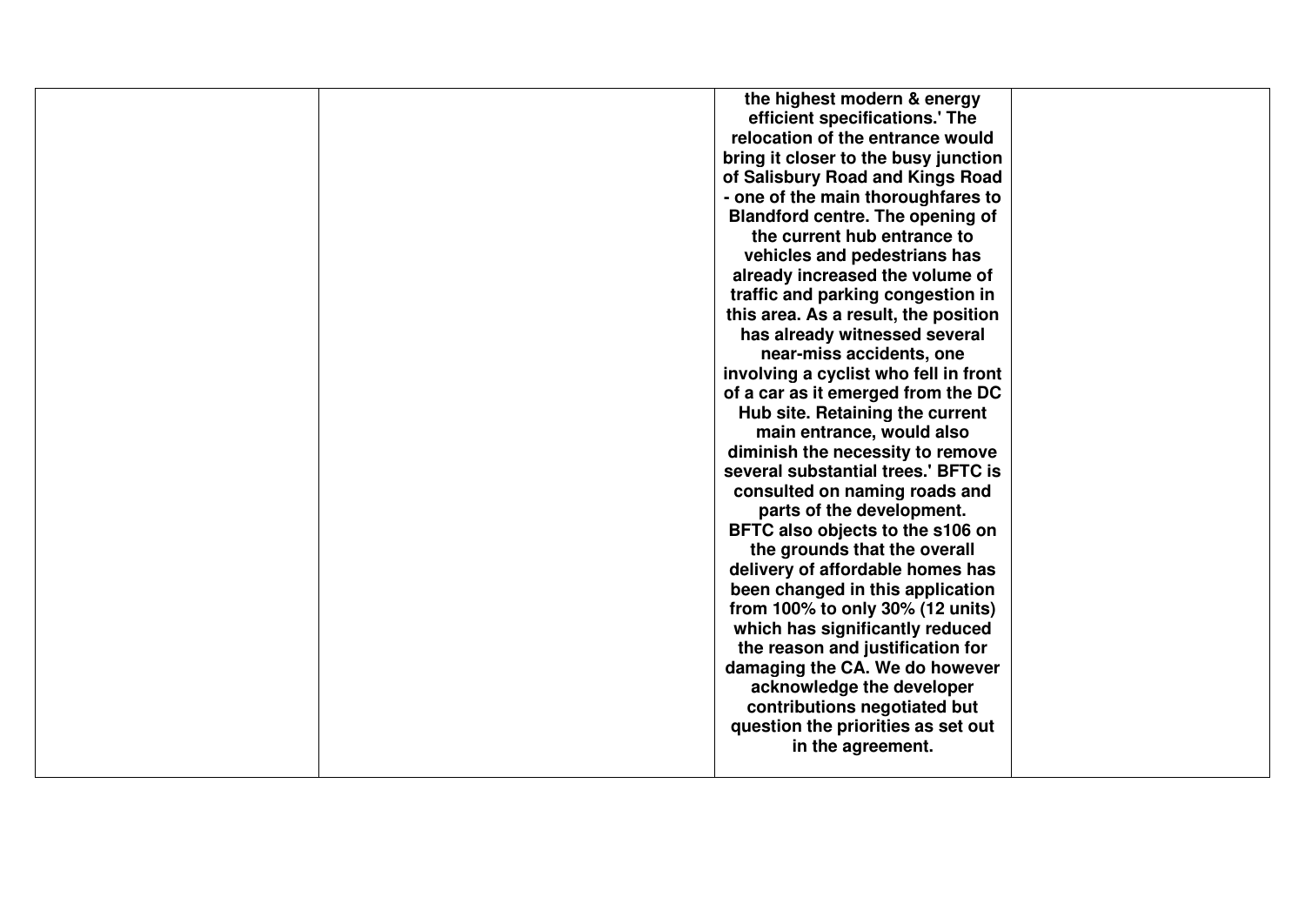| | | | |
|---|---|---|---|
| | | **the highest modern & energy efficient specifications.' The relocation of the entrance would bring it closer to the busy junction of Salisbury Road and Kings Road - one of the main thoroughfares to Blandford centre. The opening of the current hub entrance to vehicles and pedestrians has already increased the volume of traffic and parking congestion in this area. As a result, the position has already witnessed several near-miss accidents, one involving a cyclist who fell in front of a car as it emerged from the DC Hub site. Retaining the current main entrance, would also diminish the necessity to remove several substantial trees.' BFTC is consulted on naming roads and parts of the development. BFTC also objects to the s106 on the grounds that the overall delivery of affordable homes has been changed in this application from 100% to only 30% (12 units) which has significantly reduced the reason and justification for damaging the CA. We do however acknowledge the developer contributions negotiated but question the priorities as set out in the agreement.** | |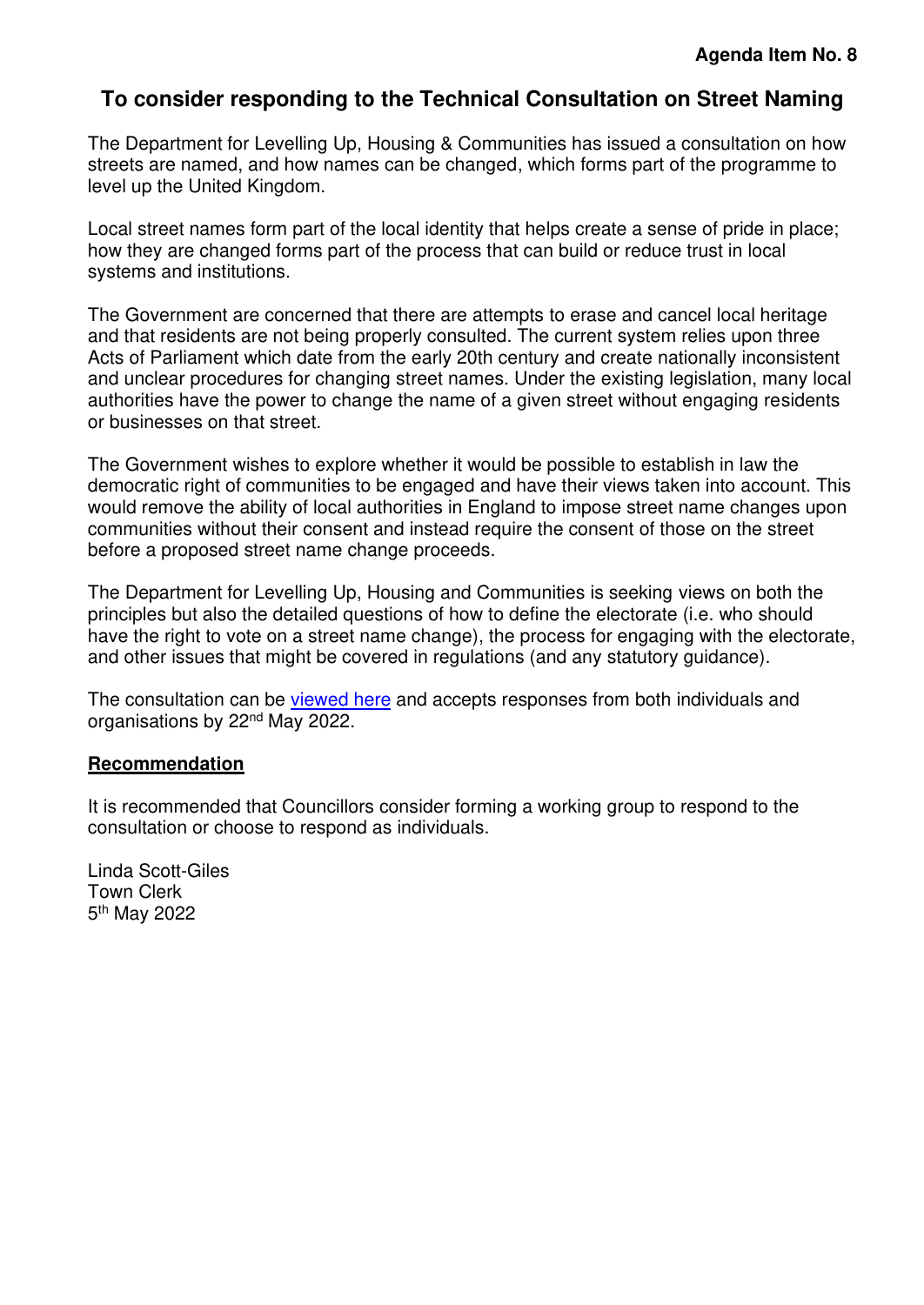**Agenda Item No. 8**

## To consider responding to the Technical Consultation on Street Naming

The Department for Levelling Up, Housing & Communities has issued a consultation on how streets are named, and how names can be changed, which forms part of the programme to level up the United Kingdom.

Local street names form part of the local identity that helps create a sense of pride in place; how they are changed forms part of the process that can build or reduce trust in local systems and institutions.

The Government are concerned that there are attempts to erase and cancel local heritage and that residents are not being properly consulted. The current system relies upon three Acts of Parliament which date from the early 20th century and create nationally inconsistent and unclear procedures for changing street names. Under the existing legislation, many local authorities have the power to change the name of a given street without engaging residents or businesses on that street.

The Government wishes to explore whether it would be possible to establish in law the democratic right of communities to be engaged and have their views taken into account. This would remove the ability of local authorities in England to impose street name changes upon communities without their consent and instead require the consent of those on the street before a proposed street name change proceeds.

The Department for Levelling Up, Housing and Communities is seeking views on both the principles but also the detailed questions of how to define the electorate (i.e. who should have the right to vote on a street name change), the process for engaging with the electorate, and other issues that might be covered in regulations (and any statutory guidance).

The consultation can be viewed here and accepts responses from both individuals and organisations by 22nd May 2022.

**Recommendation**

It is recommended that Councillors consider forming a working group to respond to the consultation or choose to respond as individuals.

Linda Scott-Giles
Town Clerk
5th May 2022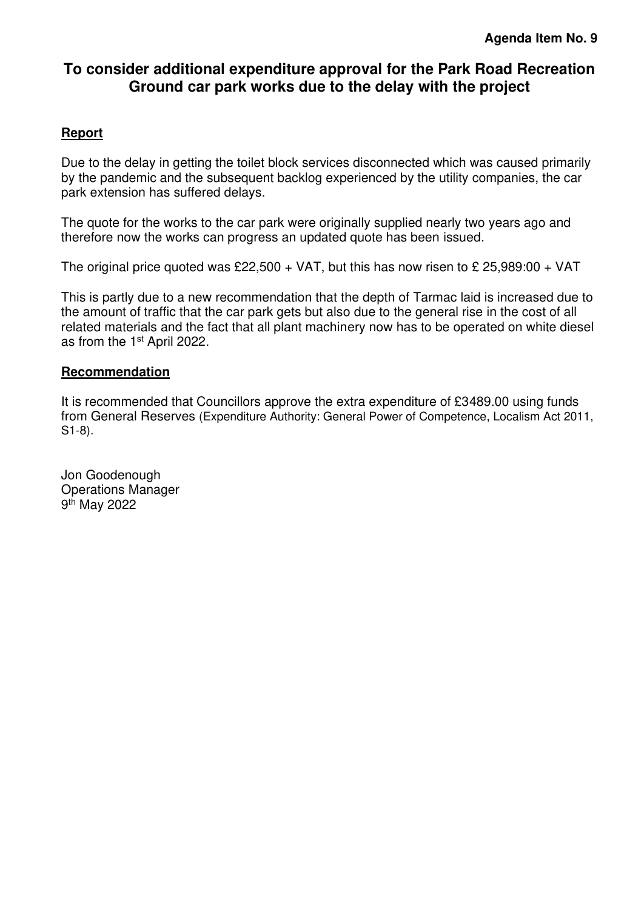**Agenda Item No. 9**

# To consider additional expenditure approval for the Park Road Recreation Ground car park works due to the delay with the project

## Report

Due to the delay in getting the toilet block services disconnected which was caused primarily by the pandemic and the subsequent backlog experienced by the utility companies, the car park extension has suffered delays.

The quote for the works to the car park were originally supplied nearly two years ago and therefore now the works can progress an updated quote has been issued.

The original price quoted was £22,500 + VAT, but this has now risen to £ 25,989:00 + VAT

This is partly due to a new recommendation that the depth of Tarmac laid is increased due to the amount of traffic that the car park gets but also due to the general rise in the cost of all related materials and the fact that all plant machinery now has to be operated on white diesel as from the 1st April 2022.

## Recommendation

It is recommended that Councillors approve the extra expenditure of £3489.00 using funds from General Reserves (Expenditure Authority: General Power of Competence, Localism Act 2011, S1-8).

Jon Goodenough
Operations Manager
9th May 2022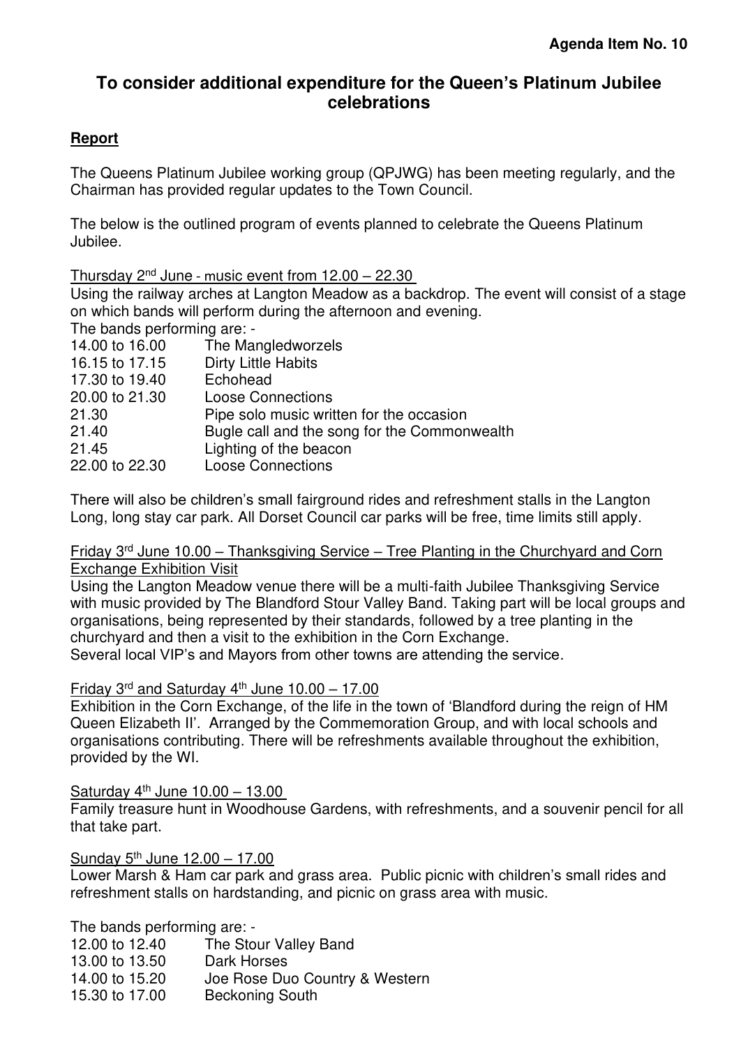**Agenda Item No. 10**

# To consider additional expenditure for the Queen's Platinum Jubilee celebrations

## Report

The Queens Platinum Jubilee working group (QPJWG) has been meeting regularly, and the Chairman has provided regular updates to the Town Council.

The below is the outlined program of events planned to celebrate the Queens Platinum Jubilee.

Thursday 2nd June - music event from 12.00 – 22.30

Using the railway arches at Langton Meadow as a backdrop. The event will consist of a stage on which bands will perform during the afternoon and evening.

The bands performing are: -

| | |
|---|---|
| 14.00 to 16.00 | The Mangledworzels |
| 16.15 to 17.15 | Dirty Little Habits |
| 17.30 to 19.40 | Echohead |
| 20.00 to 21.30 | Loose Connections |
| 21.30 | Pipe solo music written for the occasion |
| 21.40 | Bugle call and the song for the Commonwealth |
| 21.45 | Lighting of the beacon |
| 22.00 to 22.30 | Loose Connections |

There will also be children's small fairground rides and refreshment stalls in the Langton Long, long stay car park. All Dorset Council car parks will be free, time limits still apply.

Friday 3rd June 10.00 – Thanksgiving Service – Tree Planting in the Churchyard and Corn Exchange Exhibition Visit

Using the Langton Meadow venue there will be a multi-faith Jubilee Thanksgiving Service with music provided by The Blandford Stour Valley Band. Taking part will be local groups and organisations, being represented by their standards, followed by a tree planting in the churchyard and then a visit to the exhibition in the Corn Exchange.
Several local VIP's and Mayors from other towns are attending the service.

Friday 3rd and Saturday 4th June 10.00 – 17.00

Exhibition in the Corn Exchange, of the life in the town of 'Blandford during the reign of HM Queen Elizabeth II'. Arranged by the Commemoration Group, and with local schools and organisations contributing. There will be refreshments available throughout the exhibition, provided by the WI.

Saturday 4th June 10.00 – 13.00

Family treasure hunt in Woodhouse Gardens, with refreshments, and a souvenir pencil for all that take part.

Sunday 5th June 12.00 – 17.00

Lower Marsh & Ham car park and grass area. Public picnic with children's small rides and refreshment stalls on hardstanding, and picnic on grass area with music.

The bands performing are: -

| | |
|---|---|
| 12.00 to 12.40 | The Stour Valley Band |
| 13.00 to 13.50 | Dark Horses |
| 14.00 to 15.20 | Joe Rose Duo Country & Western |
| 15.30 to 17.00 | Beckoning South |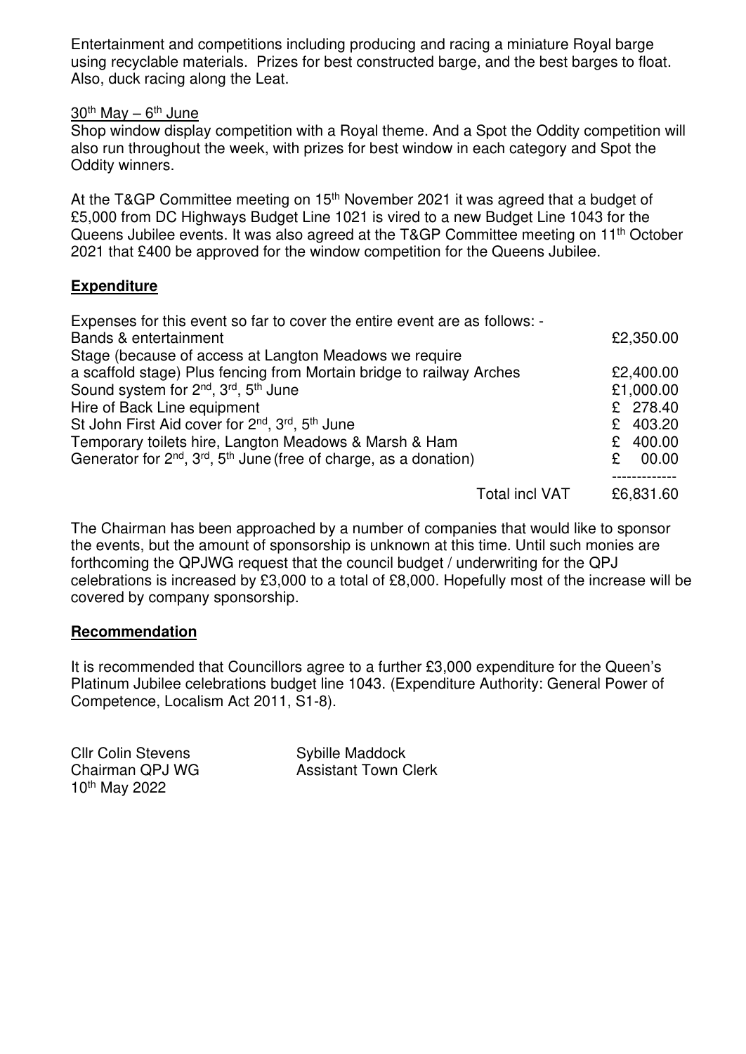Entertainment and competitions including producing and racing a miniature Royal barge using recyclable materials. Prizes for best constructed barge, and the best barges to float. Also, duck racing along the Leat.

30th May – 6th June

Shop window display competition with a Royal theme. And a Spot the Oddity competition will also run throughout the week, with prizes for best window in each category and Spot the Oddity winners.

At the T&GP Committee meeting on 15th November 2021 it was agreed that a budget of £5,000 from DC Highways Budget Line 1021 is vired to a new Budget Line 1043 for the Queens Jubilee events. It was also agreed at the T&GP Committee meeting on 11th October 2021 that £400 be approved for the window competition for the Queens Jubilee.

## **Expenditure**

Expenses for this event so far to cover the entire event are as follows: -

| Item | Cost |
|---|---|
| Bands & entertainment | £2,350.00 |
| Stage (because of access at Langton Meadows we require a scaffold stage) Plus fencing from Mortain bridge to railway Arches | £2,400.00 |
| Sound system for 2nd, 3rd, 5th June | £1,000.00 |
| Hire of Back Line equipment | £ 278.40 |
| St John First Aid cover for 2nd, 3rd, 5th June | £ 403.20 |
| Temporary toilets hire, Langton Meadows & Marsh & Ham | £ 400.00 |
| Generator for 2nd, 3rd, 5th June (free of charge, as a donation) | £ 00.00 |
| Total incl VAT | £6,831.60 |

The Chairman has been approached by a number of companies that would like to sponsor the events, but the amount of sponsorship is unknown at this time. Until such monies are forthcoming the QPJWG request that the council budget / underwriting for the QPJ celebrations is increased by £3,000 to a total of £8,000. Hopefully most of the increase will be covered by company sponsorship.

## **Recommendation**

It is recommended that Councillors agree to a further £3,000 expenditure for the Queen's Platinum Jubilee celebrations budget line 1043. (Expenditure Authority: General Power of Competence, Localism Act 2011, S1-8).

Cllr Colin Stevens
Chairman QPJ WG
10th May 2022

Sybille Maddock
Assistant Town Clerk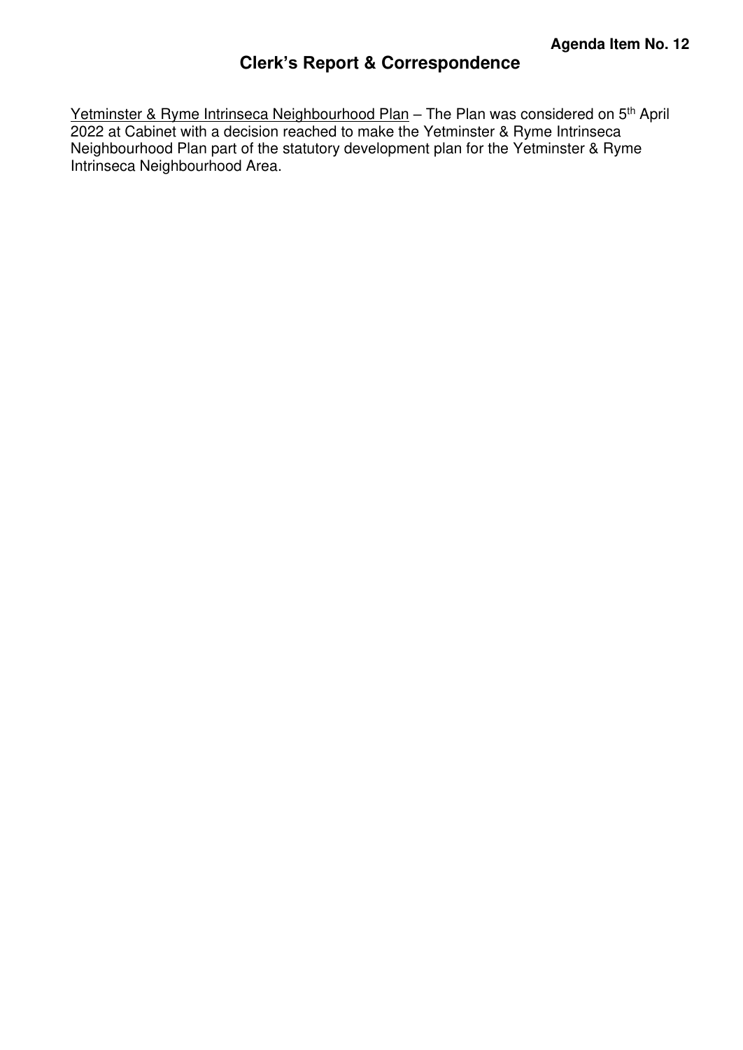**Agenda Item No. 12**

# Clerk's Report & Correspondence

Yetminster & Ryme Intrinseca Neighbourhood Plan – The Plan was considered on 5th April 2022 at Cabinet with a decision reached to make the Yetminster & Ryme Intrinseca Neighbourhood Plan part of the statutory development plan for the Yetminster & Ryme Intrinseca Neighbourhood Area.